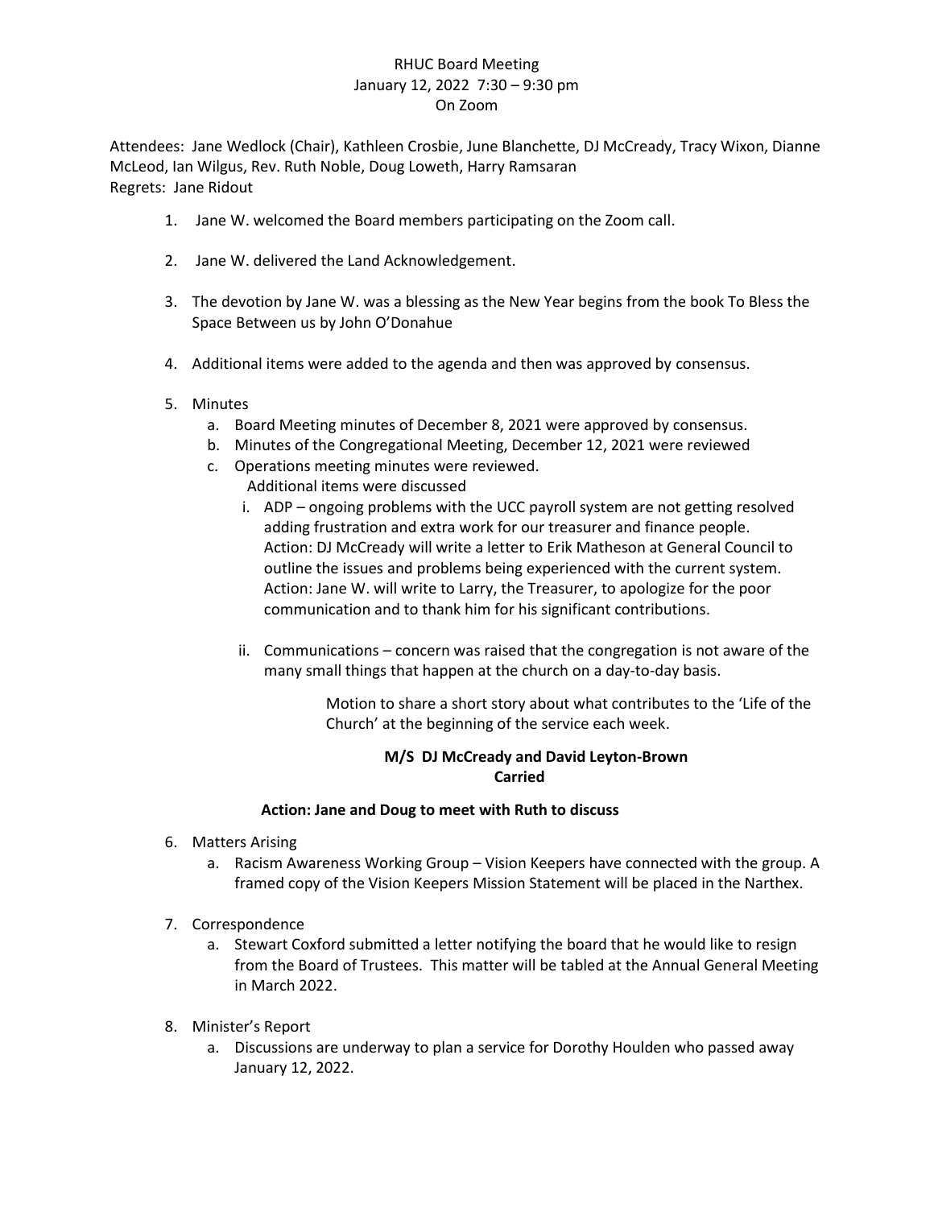RHUC Board Meeting
January 12, 2022 7:30 – 9:30 pm
On Zoom

Attendees: Jane Wedlock (Chair), Kathleen Crosbie, June Blanchette, DJ McCready, Tracy Wixon, Dianne McLeod, Ian Wilgus, Rev. Ruth Noble, Doug Loweth, Harry Ramsaran
Regrets: Jane Ridout

1. Jane W. welcomed the Board members participating on the Zoom call.

2. Jane W. delivered the Land Acknowledgement.

3. The devotion by Jane W. was a blessing as the New Year begins from the book To Bless the Space Between us by John O'Donahue

4. Additional items were added to the agenda and then was approved by consensus.

5. Minutes
   a. Board Meeting minutes of December 8, 2021 were approved by consensus.
   b. Minutes of the Congregational Meeting, December 12, 2021 were reviewed
   c. Operations meeting minutes were reviewed.
      Additional items were discussed
      i. ADP – ongoing problems with the UCC payroll system are not getting resolved adding frustration and extra work for our treasurer and finance people.
         Action: DJ McCready will write a letter to Erik Matheson at General Council to outline the issues and problems being experienced with the current system.
         Action: Jane W. will write to Larry, the Treasurer, to apologize for the poor communication and to thank him for his significant contributions.

      ii. Communications – concern was raised that the congregation is not aware of the many small things that happen at the church on a day-to-day basis.

         Motion to share a short story about what contributes to the 'Life of the Church' at the beginning of the service each week.

         **M/S DJ McCready and David Leyton-Brown**
         **Carried**

      **Action: Jane and Doug to meet with Ruth to discuss**

6. Matters Arising
   a. Racism Awareness Working Group – Vision Keepers have connected with the group. A framed copy of the Vision Keepers Mission Statement will be placed in the Narthex.

7. Correspondence
   a. Stewart Coxford submitted a letter notifying the board that he would like to resign from the Board of Trustees. This matter will be tabled at the Annual General Meeting in March 2022.

8. Minister's Report
   a. Discussions are underway to plan a service for Dorothy Houlden who passed away January 12, 2022.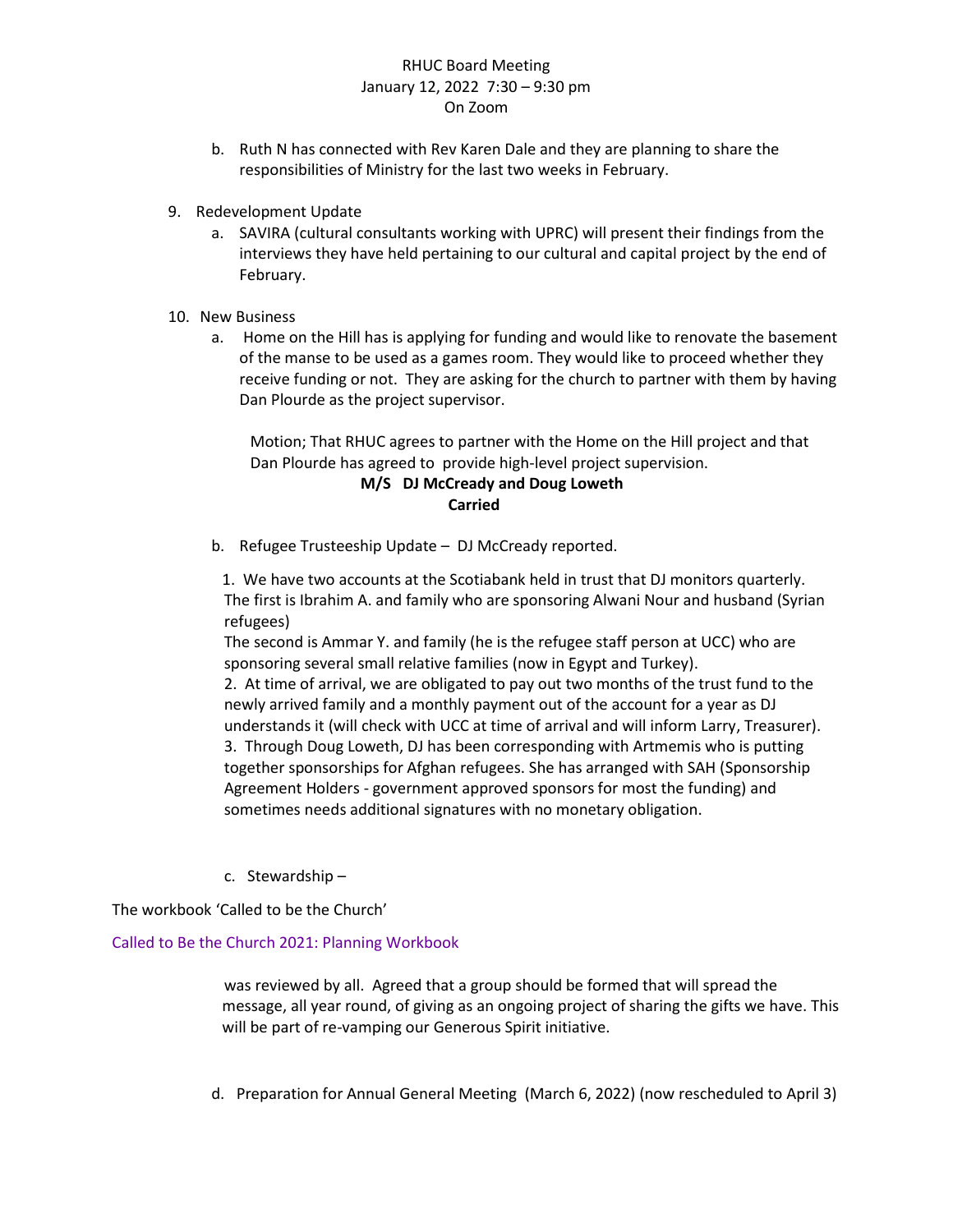b. Ruth N has connected with Rev Karen Dale and they are planning to share the responsibilities of Ministry for the last two weeks in February.

9. Redevelopment Update
   a. SAVIRA (cultural consultants working with UPRC) will present their findings from the interviews they have held pertaining to our cultural and capital project by the end of February.

10. New Business
    a. Home on the Hill has is applying for funding and would like to renovate the basement of the manse to be used as a games room. They would like to proceed whether they receive funding or not. They are asking for the church to partner with them by having Dan Plourde as the project supervisor.

       Motion; That RHUC agrees to partner with the Home on the Hill project and that Dan Plourde has agreed to provide high-level project supervision.

       **M/S DJ McCready and Doug Loweth**
       **Carried**

    b. Refugee Trusteeship Update – DJ McCready reported.

       1. We have two accounts at the Scotiabank held in trust that DJ monitors quarterly. The first is Ibrahim A. and family who are sponsoring Alwani Nour and husband (Syrian refugees)
       The second is Ammar Y. and family (he is the refugee staff person at UCC) who are sponsoring several small relative families (now in Egypt and Turkey).
       2. At time of arrival, we are obligated to pay out two months of the trust fund to the newly arrived family and a monthly payment out of the account for a year as DJ understands it (will check with UCC at time of arrival and will inform Larry, Treasurer).
       3. Through Doug Loweth, DJ has been corresponding with Artmemis who is putting together sponsorships for Afghan refugees. She has arranged with SAH (Sponsorship Agreement Holders - government approved sponsors for most the funding) and sometimes needs additional signatures with no monetary obligation.

    c. Stewardship –

The workbook 'Called to be the Church'

Called to Be the Church 2021: Planning Workbook

was reviewed by all. Agreed that a group should be formed that will spread the message, all year round, of giving as an ongoing project of sharing the gifts we have. This will be part of re-vamping our Generous Spirit initiative.

    d. Preparation for Annual General Meeting (March 6, 2022) (now rescheduled to April 3)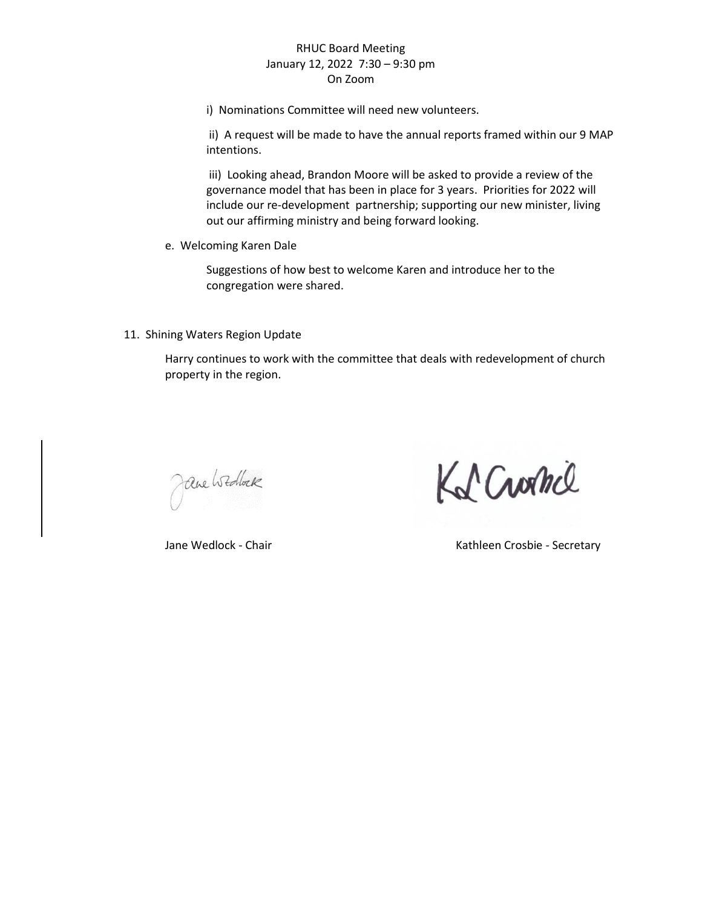i) Nominations Committee will need new volunteers.

ii) A request will be made to have the annual reports framed within our 9 MAP intentions.

iii) Looking ahead, Brandon Moore will be asked to provide a review of the governance model that has been in place for 3 years. Priorities for 2022 will include our re-development partnership; supporting our new minister, living out our affirming ministry and being forward looking.

e. Welcoming Karen Dale

Suggestions of how best to welcome Karen and introduce her to the congregation were shared.

11. Shining Waters Region Update

Harry continues to work with the committee that deals with redevelopment of church property in the region.

Jane Wedlock - Chair

Kathleen Crosbie - Secretary